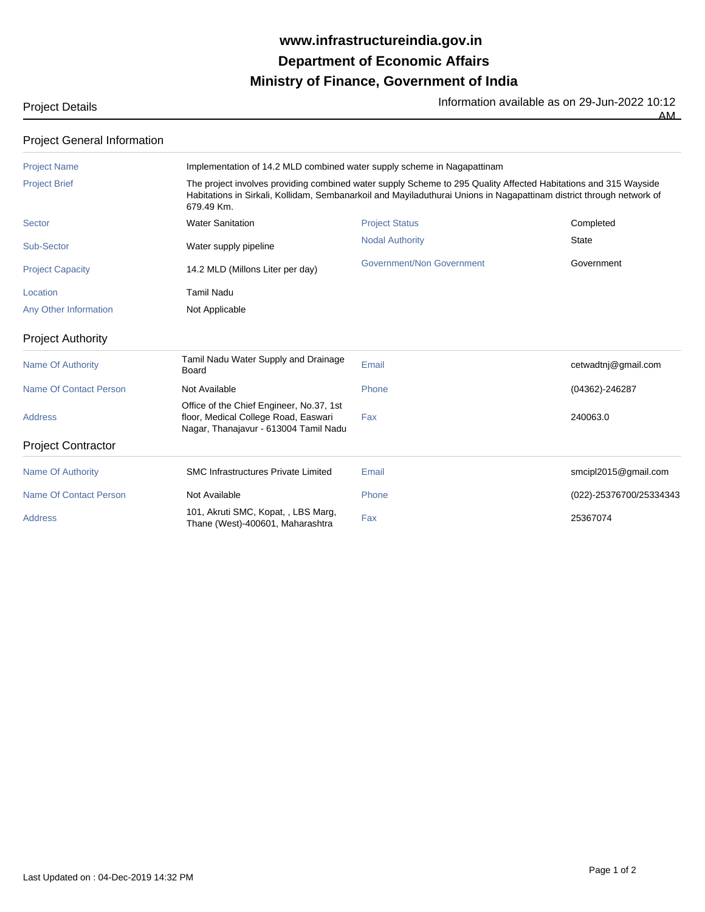# www.infrastructureindia.gov.in
# Department of Economic Affairs
# Ministry of Finance, Government of India

Project Details

Information available as on 29-Jun-2022 10:12 AM

## Project General Information

| | | | |
|---|---|---|---|
| Project Name | Implementation of 14.2 MLD combined water supply scheme in Nagapattinam | | |
| Project Brief | The project involves providing combined water supply Scheme to 295 Quality Affected Habitations and 315 Wayside Habitations in Sirkali, Kollidam, Sembanarkoil and Mayiladuthurai Unions in Nagapattinam district through network of 679.49 Km. | | |
| Sector | Water Sanitation | Project Status | Completed |
| Sub-Sector | Water supply pipeline | Nodal Authority | State |
| Project Capacity | 14.2 MLD (Millons Liter per day) | Government/Non Government | Government |
| Location | Tamil Nadu | | |
| Any Other Information | Not Applicable | | |

## Project Authority

| | | | |
|---|---|---|---|
| Name Of Authority | Tamil Nadu Water Supply and Drainage Board | Email | cetwadtnj@gmail.com |
| Name Of Contact Person | Not Available | Phone | (04362)-246287 |
| Address | Office of the Chief Engineer, No.37, 1st floor, Medical College Road, Easwari Nagar, Thanajavur - 613004 Tamil Nadu | Fax | 240063.0 |

## Project Contractor

| | | | |
|---|---|---|---|
| Name Of Authority | SMC Infrastructures Private Limited | Email | smcipl2015@gmail.com |
| Name Of Contact Person | Not Available | Phone | (022)-25376700/25334343 |
| Address | 101, Akruti SMC, Kopat, , LBS Marg, Thane (West)-400601, Maharashtra | Fax | 25367074 |

Last Updated on : 04-Dec-2019 14:32 PM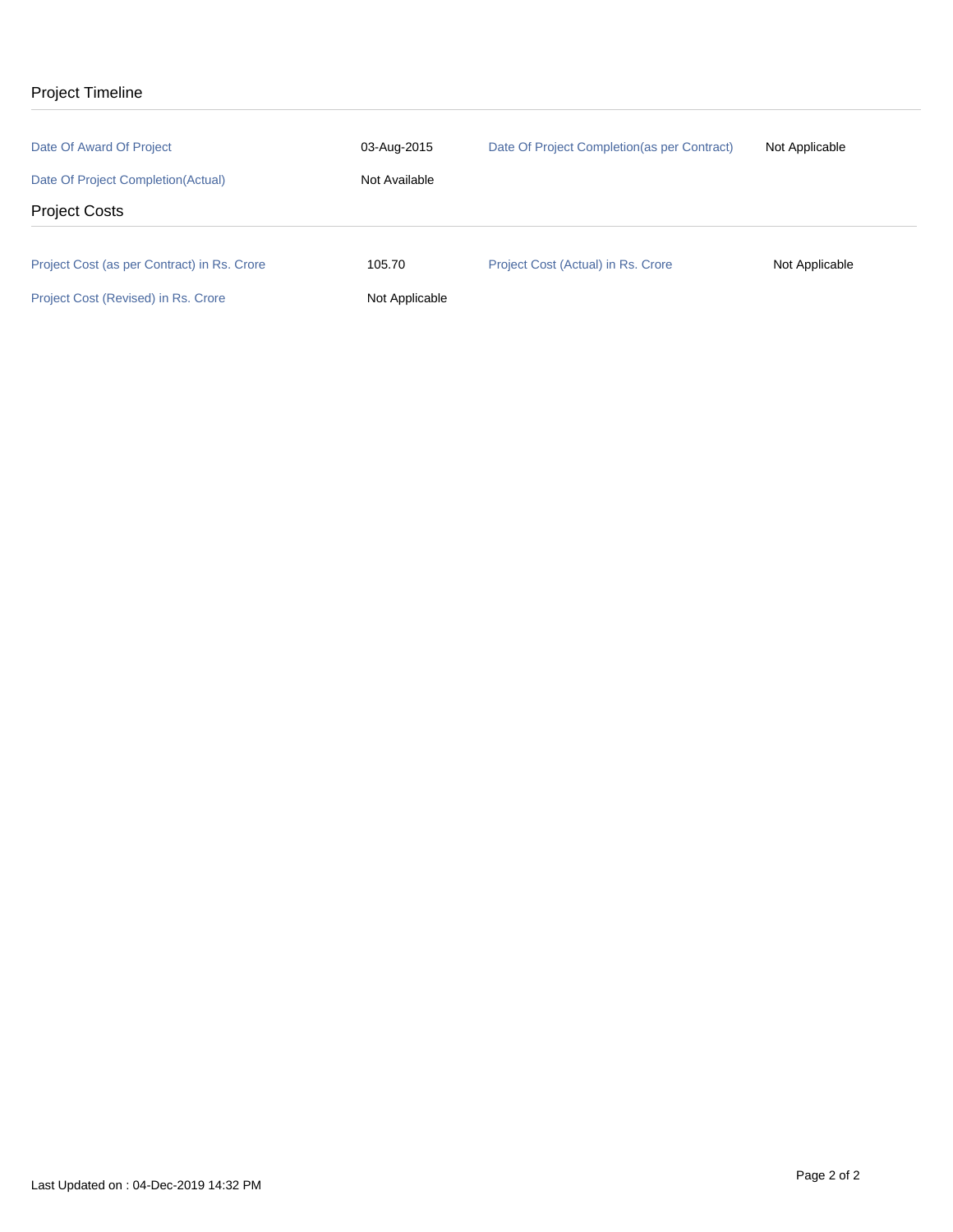## Project Timeline

| | | | |
|---|---|---|---|
| Date Of Award Of Project | 03-Aug-2015 | Date Of Project Completion(as per Contract) | Not Applicable |
| Date Of Project Completion(Actual) | Not Available | | |

## Project Costs

| | | | |
|---|---|---|---|
| Project Cost (as per Contract) in Rs. Crore | 105.70 | Project Cost (Actual) in Rs. Crore | Not Applicable |
| Project Cost (Revised) in Rs. Crore | Not Applicable | | |

Last Updated on : 04-Dec-2019 14:32 PM